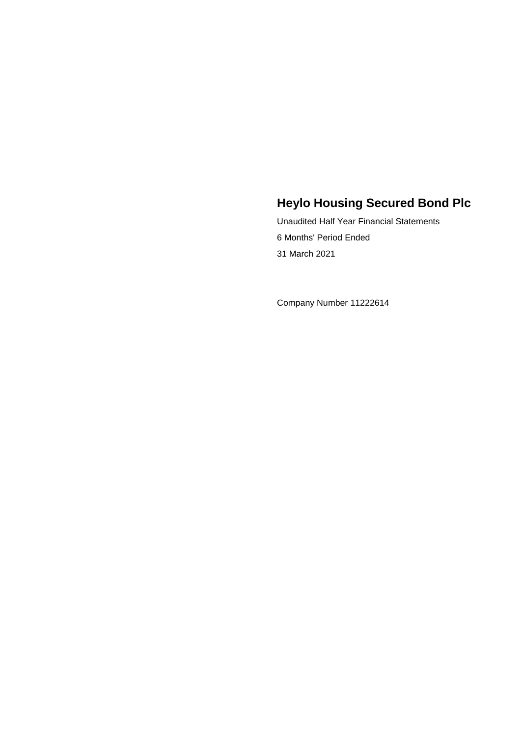# Heylo Housing Secured Bond Plc

Unaudited Half Year Financial Statements

6 Months' Period Ended

31 March 2021

Company Number 11222614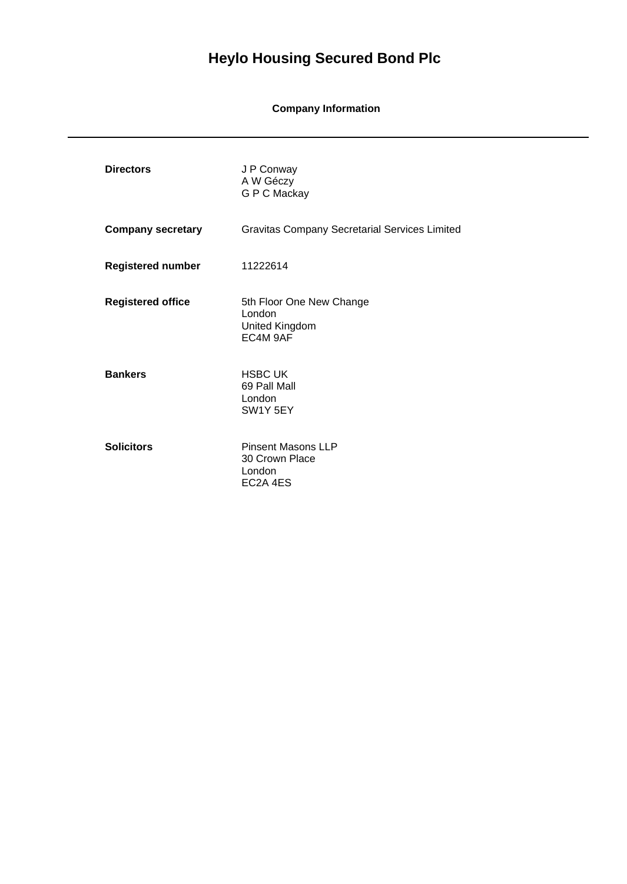# Heylo Housing Secured Bond Plc

## Company Information

---

| | |
|---|---|
| **Directors** | J P Conway<br>A W Géczy<br>G P C Mackay |
| **Company secretary** | Gravitas Company Secretarial Services Limited |
| **Registered number** | 11222614 |
| **Registered office** | 5th Floor One New Change<br>London<br>United Kingdom<br>EC4M 9AF |
| **Bankers** | HSBC UK<br>69 Pall Mall<br>London<br>SW1Y 5EY |
| **Solicitors** | Pinsent Masons LLP<br>30 Crown Place<br>London<br>EC2A 4ES |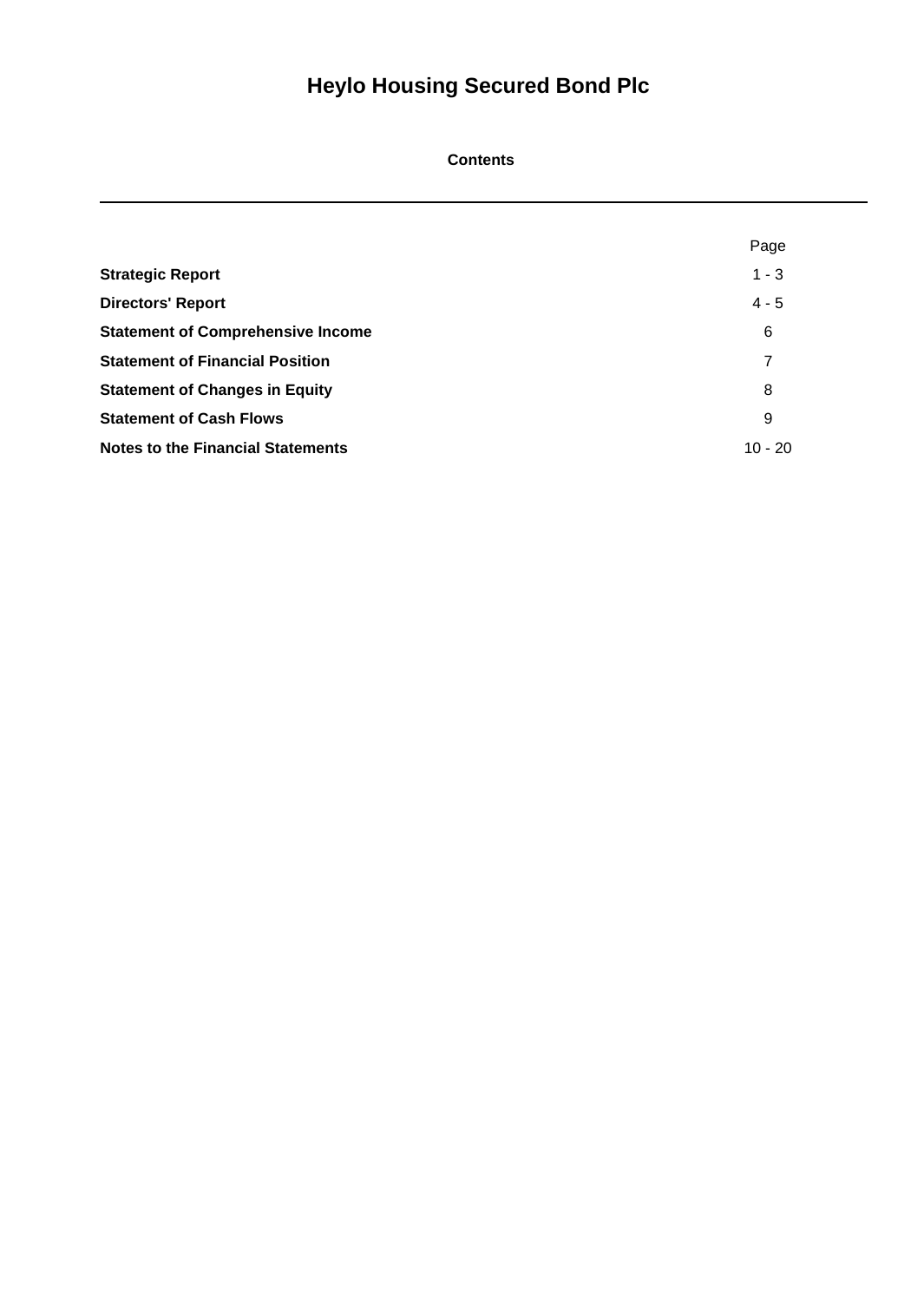# Heylo Housing Secured Bond Plc

## Contents

| | Page |
|---|---|
| **Strategic Report** | 1 - 3 |
| **Directors' Report** | 4 - 5 |
| **Statement of Comprehensive Income** | 6 |
| **Statement of Financial Position** | 7 |
| **Statement of Changes in Equity** | 8 |
| **Statement of Cash Flows** | 9 |
| **Notes to the Financial Statements** | 10 - 20 |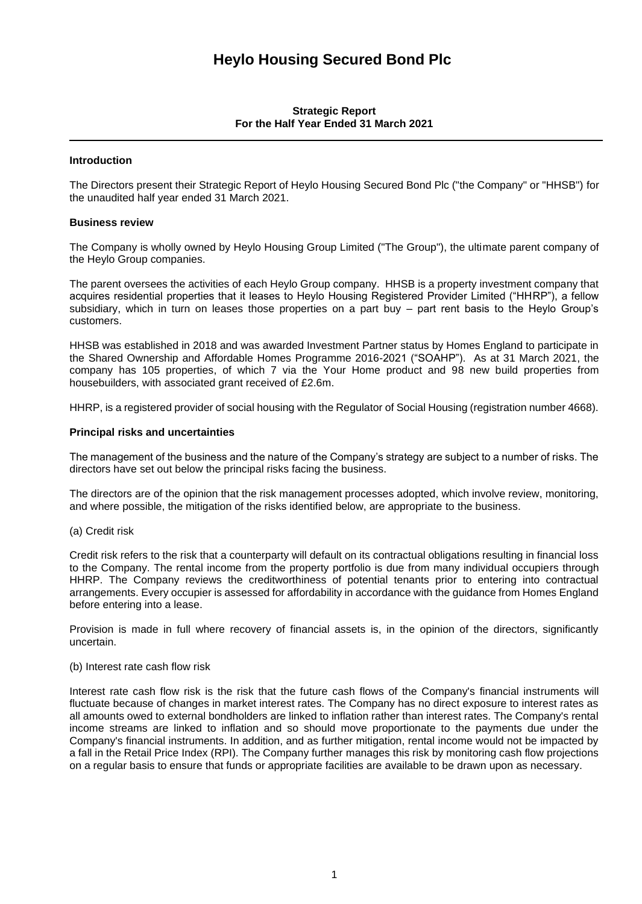# Heylo Housing Secured Bond Plc

**Strategic Report**
**For the Half Year Ended 31 March 2021**

## Introduction

The Directors present their Strategic Report of Heylo Housing Secured Bond Plc ("the Company" or "HHSB") for the unaudited half year ended 31 March 2021.

## Business review

The Company is wholly owned by Heylo Housing Group Limited ("The Group"), the ultimate parent company of the Heylo Group companies.

The parent oversees the activities of each Heylo Group company. HHSB is a property investment company that acquires residential properties that it leases to Heylo Housing Registered Provider Limited ("HHRP"), a fellow subsidiary, which in turn on leases those properties on a part buy – part rent basis to the Heylo Group's customers.

HHSB was established in 2018 and was awarded Investment Partner status by Homes England to participate in the Shared Ownership and Affordable Homes Programme 2016-2021 ("SOAHP"). As at 31 March 2021, the company has 105 properties, of which 7 via the Your Home product and 98 new build properties from housebuilders, with associated grant received of £2.6m.

HHRP, is a registered provider of social housing with the Regulator of Social Housing (registration number 4668).

## Principal risks and uncertainties

The management of the business and the nature of the Company's strategy are subject to a number of risks. The directors have set out below the principal risks facing the business.

The directors are of the opinion that the risk management processes adopted, which involve review, monitoring, and where possible, the mitigation of the risks identified below, are appropriate to the business.

(a) Credit risk

Credit risk refers to the risk that a counterparty will default on its contractual obligations resulting in financial loss to the Company. The rental income from the property portfolio is due from many individual occupiers through HHRP. The Company reviews the creditworthiness of potential tenants prior to entering into contractual arrangements. Every occupier is assessed for affordability in accordance with the guidance from Homes England before entering into a lease.

Provision is made in full where recovery of financial assets is, in the opinion of the directors, significantly uncertain.

(b) Interest rate cash flow risk

Interest rate cash flow risk is the risk that the future cash flows of the Company's financial instruments will fluctuate because of changes in market interest rates. The Company has no direct exposure to interest rates as all amounts owed to external bondholders are linked to inflation rather than interest rates. The Company's rental income streams are linked to inflation and so should move proportionate to the payments due under the Company's financial instruments. In addition, and as further mitigation, rental income would not be impacted by a fall in the Retail Price Index (RPI). The Company further manages this risk by monitoring cash flow projections on a regular basis to ensure that funds or appropriate facilities are available to be drawn upon as necessary.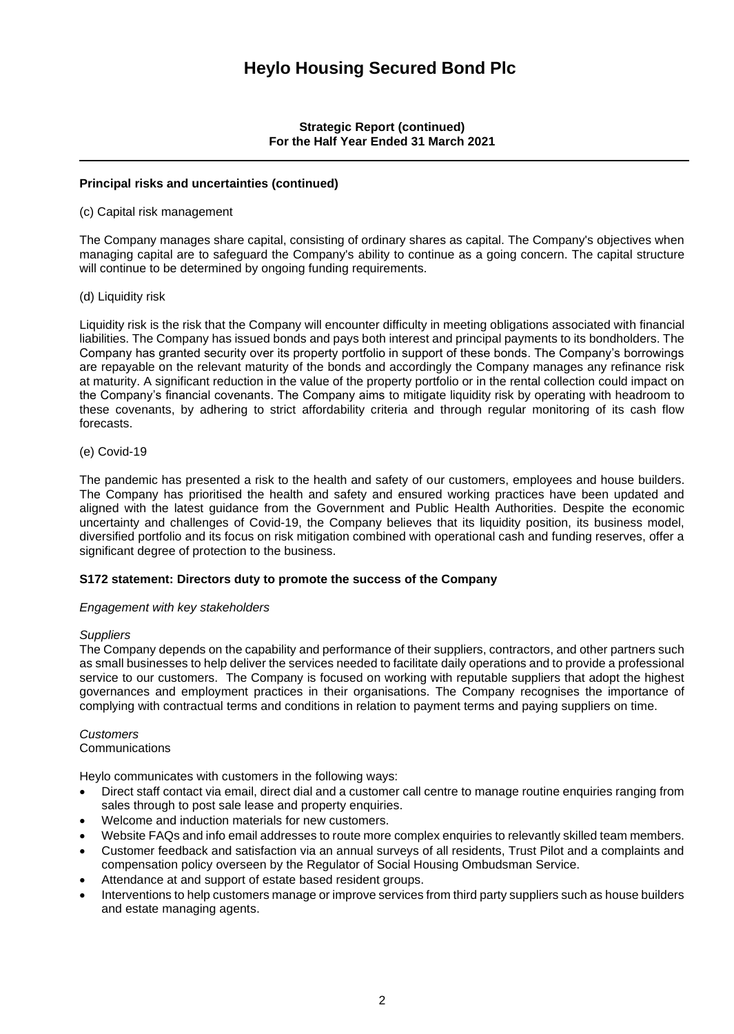# Heylo Housing Secured Bond Plc

**Strategic Report (continued)**
**For the Half Year Ended 31 March 2021**

**Principal risks and uncertainties (continued)**

(c) Capital risk management

The Company manages share capital, consisting of ordinary shares as capital. The Company's objectives when managing capital are to safeguard the Company's ability to continue as a going concern. The capital structure will continue to be determined by ongoing funding requirements.

(d) Liquidity risk

Liquidity risk is the risk that the Company will encounter difficulty in meeting obligations associated with financial liabilities. The Company has issued bonds and pays both interest and principal payments to its bondholders. The Company has granted security over its property portfolio in support of these bonds. The Company's borrowings are repayable on the relevant maturity of the bonds and accordingly the Company manages any refinance risk at maturity. A significant reduction in the value of the property portfolio or in the rental collection could impact on the Company's financial covenants. The Company aims to mitigate liquidity risk by operating with headroom to these covenants, by adhering to strict affordability criteria and through regular monitoring of its cash flow forecasts.

(e) Covid-19

The pandemic has presented a risk to the health and safety of our customers, employees and house builders. The Company has prioritised the health and safety and ensured working practices have been updated and aligned with the latest guidance from the Government and Public Health Authorities. Despite the economic uncertainty and challenges of Covid-19, the Company believes that its liquidity position, its business model, diversified portfolio and its focus on risk mitigation combined with operational cash and funding reserves, offer a significant degree of protection to the business.

**S172 statement: Directors duty to promote the success of the Company**

*Engagement with key stakeholders*

*Suppliers*
The Company depends on the capability and performance of their suppliers, contractors, and other partners such as small businesses to help deliver the services needed to facilitate daily operations and to provide a professional service to our customers. The Company is focused on working with reputable suppliers that adopt the highest governances and employment practices in their organisations. The Company recognises the importance of complying with contractual terms and conditions in relation to payment terms and paying suppliers on time.

*Customers*
Communications

Heylo communicates with customers in the following ways:

- Direct staff contact via email, direct dial and a customer call centre to manage routine enquiries ranging from sales through to post sale lease and property enquiries.
- Welcome and induction materials for new customers.
- Website FAQs and info email addresses to route more complex enquiries to relevantly skilled team members.
- Customer feedback and satisfaction via an annual surveys of all residents, Trust Pilot and a complaints and compensation policy overseen by the Regulator of Social Housing Ombudsman Service.
- Attendance at and support of estate based resident groups.
- Interventions to help customers manage or improve services from third party suppliers such as house builders and estate managing agents.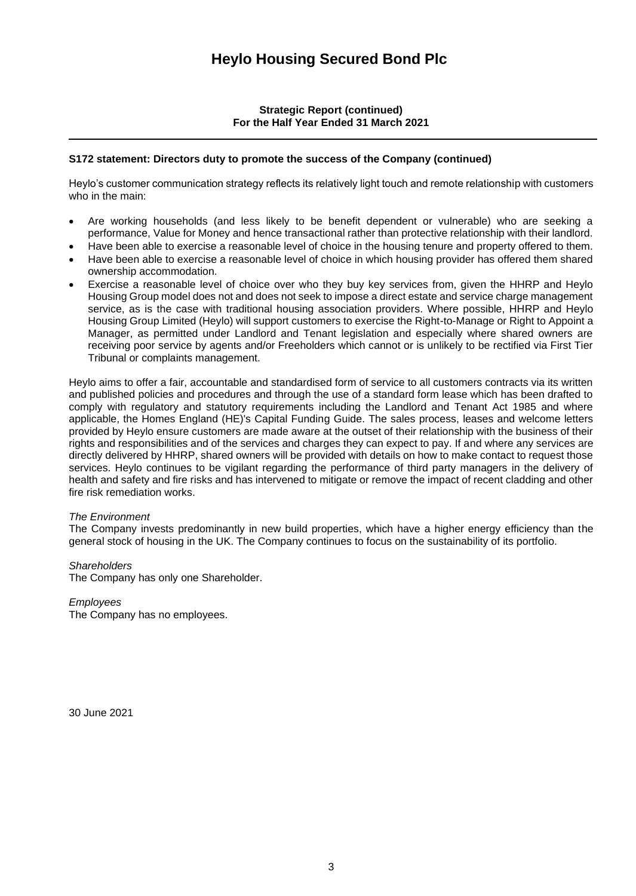# Heylo Housing Secured Bond Plc

**Strategic Report (continued)**
**For the Half Year Ended 31 March 2021**

**S172 statement: Directors duty to promote the success of the Company (continued)**

Heylo's customer communication strategy reflects its relatively light touch and remote relationship with customers who in the main:

- Are working households (and less likely to be benefit dependent or vulnerable) who are seeking a performance, Value for Money and hence transactional rather than protective relationship with their landlord.
- Have been able to exercise a reasonable level of choice in the housing tenure and property offered to them.
- Have been able to exercise a reasonable level of choice in which housing provider has offered them shared ownership accommodation.
- Exercise a reasonable level of choice over who they buy key services from, given the HHRP and Heylo Housing Group model does not and does not seek to impose a direct estate and service charge management service, as is the case with traditional housing association providers. Where possible, HHRP and Heylo Housing Group Limited (Heylo) will support customers to exercise the Right-to-Manage or Right to Appoint a Manager, as permitted under Landlord and Tenant legislation and especially where shared owners are receiving poor service by agents and/or Freeholders which cannot or is unlikely to be rectified via First Tier Tribunal or complaints management.

Heylo aims to offer a fair, accountable and standardised form of service to all customers contracts via its written and published policies and procedures and through the use of a standard form lease which has been drafted to comply with regulatory and statutory requirements including the Landlord and Tenant Act 1985 and where applicable, the Homes England (HE)'s Capital Funding Guide. The sales process, leases and welcome letters provided by Heylo ensure customers are made aware at the outset of their relationship with the business of their rights and responsibilities and of the services and charges they can expect to pay. If and where any services are directly delivered by HHRP, shared owners will be provided with details on how to make contact to request those services. Heylo continues to be vigilant regarding the performance of third party managers in the delivery of health and safety and fire risks and has intervened to mitigate or remove the impact of recent cladding and other fire risk remediation works.

*The Environment*
The Company invests predominantly in new build properties, which have a higher energy efficiency than the general stock of housing in the UK. The Company continues to focus on the sustainability of its portfolio.

*Shareholders*
The Company has only one Shareholder.

*Employees*
The Company has no employees.

30 June 2021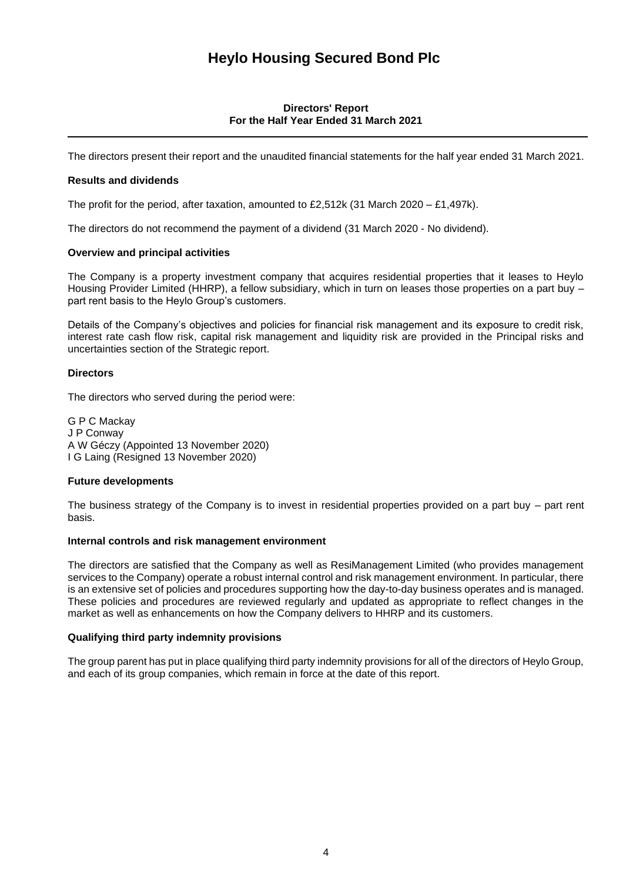# Heylo Housing Secured Bond Plc

## Directors' Report
## For the Half Year Ended 31 March 2021

The directors present their report and the unaudited financial statements for the half year ended 31 March 2021.

### Results and dividends

The profit for the period, after taxation, amounted to £2,512k (31 March 2020 – £1,497k).

The directors do not recommend the payment of a dividend (31 March 2020 - No dividend).

### Overview and principal activities

The Company is a property investment company that acquires residential properties that it leases to Heylo Housing Provider Limited (HHRP), a fellow subsidiary, which in turn on leases those properties on a part buy – part rent basis to the Heylo Group's customers.

Details of the Company's objectives and policies for financial risk management and its exposure to credit risk, interest rate cash flow risk, capital risk management and liquidity risk are provided in the Principal risks and uncertainties section of the Strategic report.

### Directors

The directors who served during the period were:

G P C Mackay
J P Conway
A W Géczy (Appointed 13 November 2020)
I G Laing (Resigned 13 November 2020)

### Future developments

The business strategy of the Company is to invest in residential properties provided on a part buy – part rent basis.

### Internal controls and risk management environment

The directors are satisfied that the Company as well as ResiManagement Limited (who provides management services to the Company) operate a robust internal control and risk management environment. In particular, there is an extensive set of policies and procedures supporting how the day-to-day business operates and is managed. These policies and procedures are reviewed regularly and updated as appropriate to reflect changes in the market as well as enhancements on how the Company delivers to HHRP and its customers.

### Qualifying third party indemnity provisions

The group parent has put in place qualifying third party indemnity provisions for all of the directors of Heylo Group, and each of its group companies, which remain in force at the date of this report.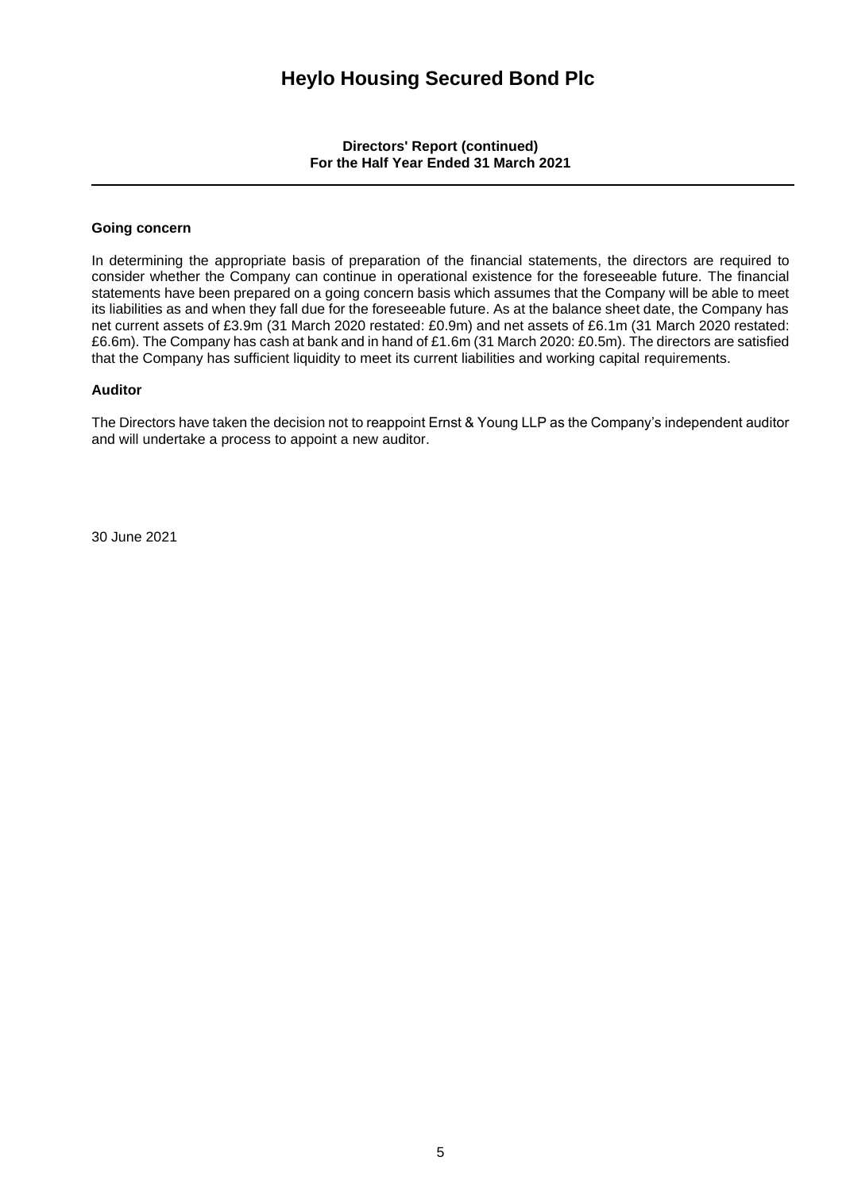# Heylo Housing Secured Bond Plc

**Directors' Report (continued)**
**For the Half Year Ended 31 March 2021**

## Going concern

In determining the appropriate basis of preparation of the financial statements, the directors are required to consider whether the Company can continue in operational existence for the foreseeable future. The financial statements have been prepared on a going concern basis which assumes that the Company will be able to meet its liabilities as and when they fall due for the foreseeable future. As at the balance sheet date, the Company has net current assets of £3.9m (31 March 2020 restated: £0.9m) and net assets of £6.1m (31 March 2020 restated: £6.6m). The Company has cash at bank and in hand of £1.6m (31 March 2020: £0.5m). The directors are satisfied that the Company has sufficient liquidity to meet its current liabilities and working capital requirements.

## Auditor

The Directors have taken the decision not to reappoint Ernst & Young LLP as the Company's independent auditor and will undertake a process to appoint a new auditor.

30 June 2021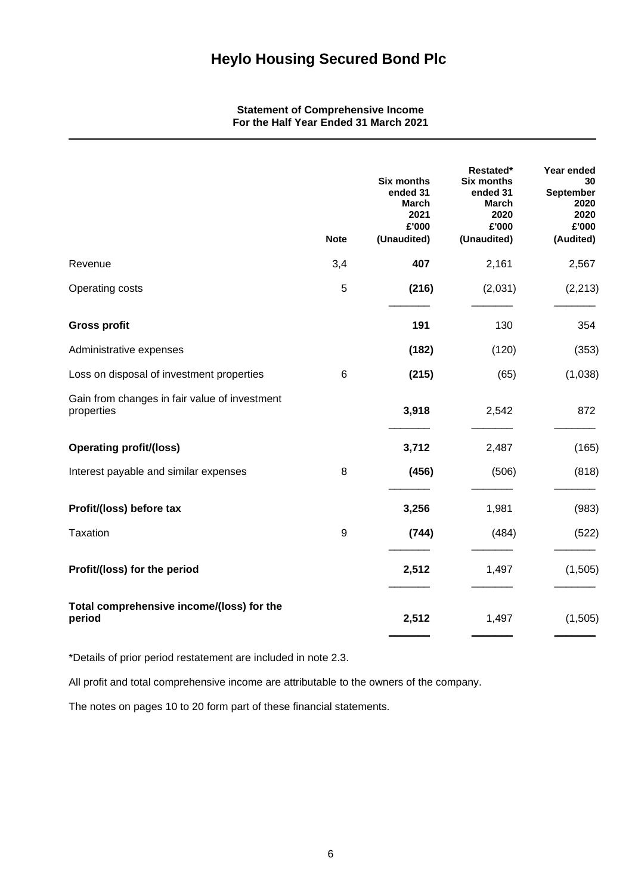# Heylo Housing Secured Bond Plc

**Statement of Comprehensive Income**
**For the Half Year Ended 31 March 2021**

| | Note | Six months ended 31 March 2021 £'000 (Unaudited) | Restated* Six months ended 31 March 2020 £'000 (Unaudited) | Year ended 30 September 2020 £'000 (Audited) |
|---|---|---|---|---|
| Revenue | 3,4 | **407** | 2,161 | 2,567 |
| Operating costs | 5 | **(216)** | (2,031) | (2,213) |
| **Gross profit** | | **191** | 130 | 354 |
| Administrative expenses | | **(182)** | (120) | (353) |
| Loss on disposal of investment properties | 6 | **(215)** | (65) | (1,038) |
| Gain from changes in fair value of investment properties | | **3,918** | 2,542 | 872 |
| **Operating profit/(loss)** | | **3,712** | 2,487 | (165) |
| Interest payable and similar expenses | 8 | **(456)** | (506) | (818) |
| **Profit/(loss) before tax** | | **3,256** | 1,981 | (983) |
| Taxation | 9 | **(744)** | (484) | (522) |
| **Profit/(loss) for the period** | | **2,512** | 1,497 | (1,505) |
| **Total comprehensive income/(loss) for the period** | | **2,512** | 1,497 | (1,505) |

*Details of prior period restatement are included in note 2.3.

All profit and total comprehensive income are attributable to the owners of the company.

The notes on pages 10 to 20 form part of these financial statements.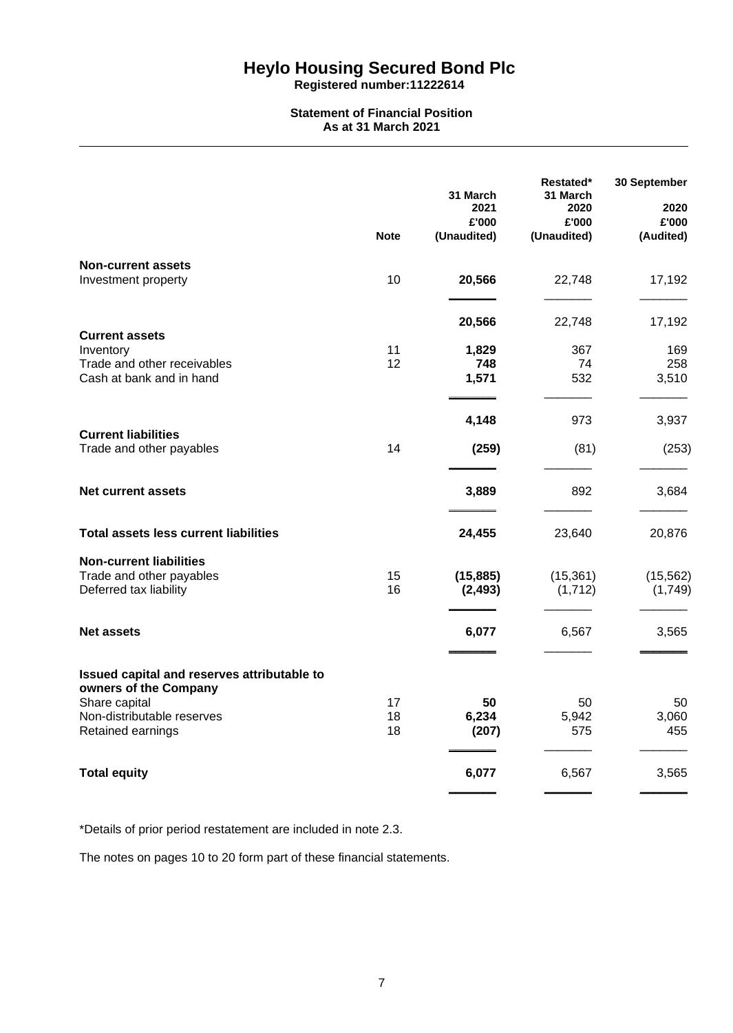# Heylo Housing Secured Bond Plc

**Registered number:11222614**

**Statement of Financial Position**
**As at 31 March 2021**

| | Note | 31 March 2021 £'000 (Unaudited) | Restated* 31 March 2020 £'000 (Unaudited) | 30 September 2020 £'000 (Audited) |
|---|---|---|---|---|
| **Non-current assets** | | | | |
| Investment property | 10 | **20,566** | 22,748 | 17,192 |
| | | **20,566** | 22,748 | 17,192 |
| **Current assets** | | | | |
| Inventory | 11 | **1,829** | 367 | 169 |
| Trade and other receivables | 12 | **748** | 74 | 258 |
| Cash at bank and in hand | | **1,571** | 532 | 3,510 |
| | | **4,148** | 973 | 3,937 |
| **Current liabilities** | | | | |
| Trade and other payables | 14 | **(259)** | (81) | (253) |
| **Net current assets** | | **3,889** | 892 | 3,684 |
| **Total assets less current liabilities** | | **24,455** | 23,640 | 20,876 |
| **Non-current liabilities** | | | | |
| Trade and other payables | 15 | **(15,885)** | (15,361) | (15,562) |
| Deferred tax liability | 16 | **(2,493)** | (1,712) | (1,749) |
| **Net assets** | | **6,077** | 6,567 | 3,565 |
| **Issued capital and reserves attributable to owners of the Company** | | | | |
| Share capital | 17 | **50** | 50 | 50 |
| Non-distributable reserves | 18 | **6,234** | 5,942 | 3,060 |
| Retained earnings | 18 | **(207)** | 575 | 455 |
| **Total equity** | | **6,077** | 6,567 | 3,565 |

*Details of prior period restatement are included in note 2.3.

The notes on pages 10 to 20 form part of these financial statements.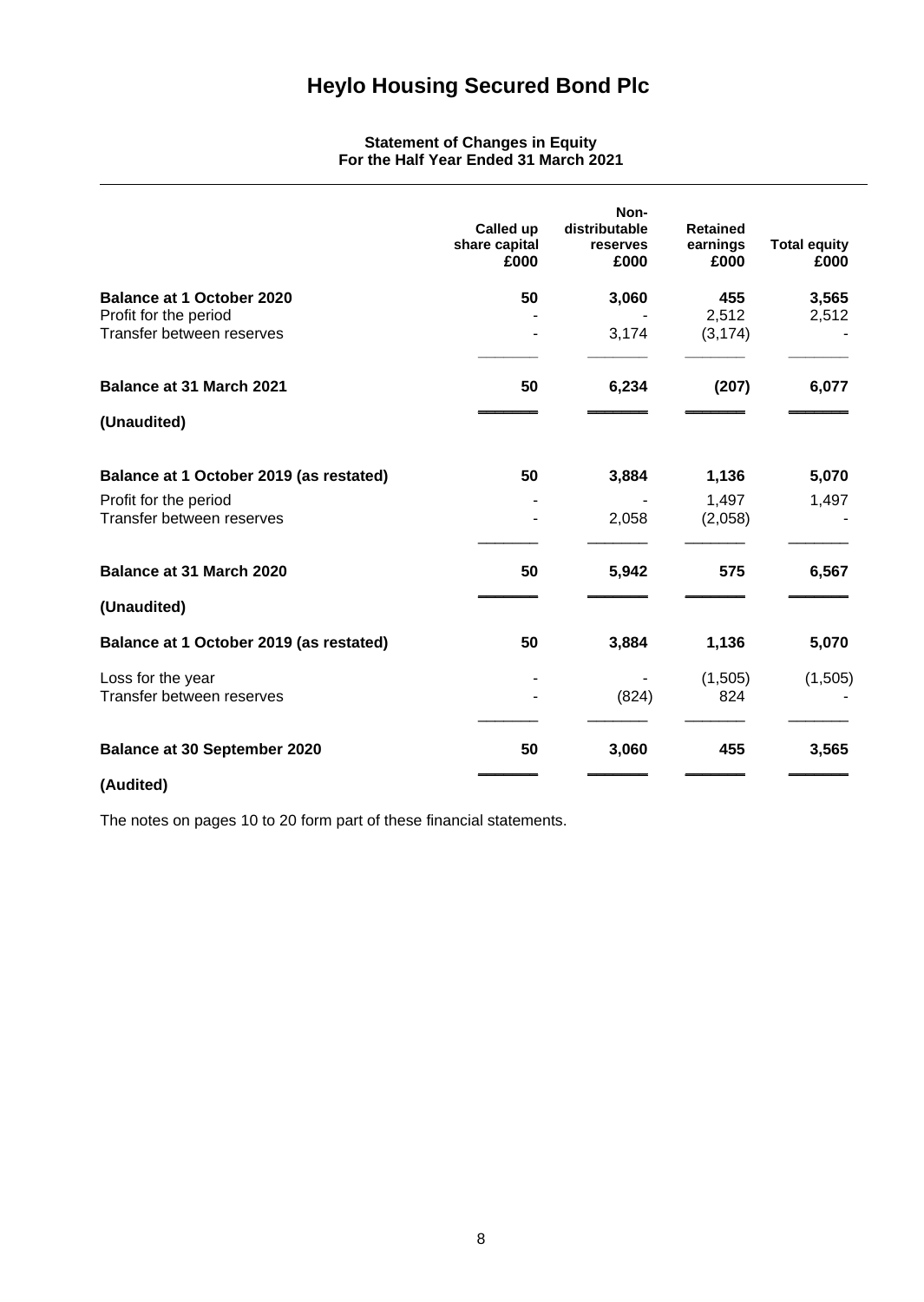# Heylo Housing Secured Bond Plc

**Statement of Changes in Equity**
**For the Half Year Ended 31 March 2021**

| | Called up share capital £000 | Non-distributable reserves £000 | Retained earnings £000 | Total equity £000 |
|---|---|---|---|---|
| **Balance at 1 October 2020** | **50** | **3,060** | **455** | **3,565** |
| Profit for the period | - | - | 2,512 | 2,512 |
| Transfer between reserves | - | 3,174 | (3,174) | - |
| **Balance at 31 March 2021** | **50** | **6,234** | **(207)** | **6,077** |
| **(Unaudited)** | | | | |
| **Balance at 1 October 2019 (as restated)** | **50** | **3,884** | **1,136** | **5,070** |
| Profit for the period | - | - | 1,497 | 1,497 |
| Transfer between reserves | - | 2,058 | (2,058) | - |
| **Balance at 31 March 2020** | **50** | **5,942** | **575** | **6,567** |
| **(Unaudited)** | | | | |
| **Balance at 1 October 2019 (as restated)** | **50** | **3,884** | **1,136** | **5,070** |
| Loss for the year | - | - | (1,505) | (1,505) |
| Transfer between reserves | - | (824) | 824 | - |
| **Balance at 30 September 2020** | **50** | **3,060** | **455** | **3,565** |
| **(Audited)** | | | | |

The notes on pages 10 to 20 form part of these financial statements.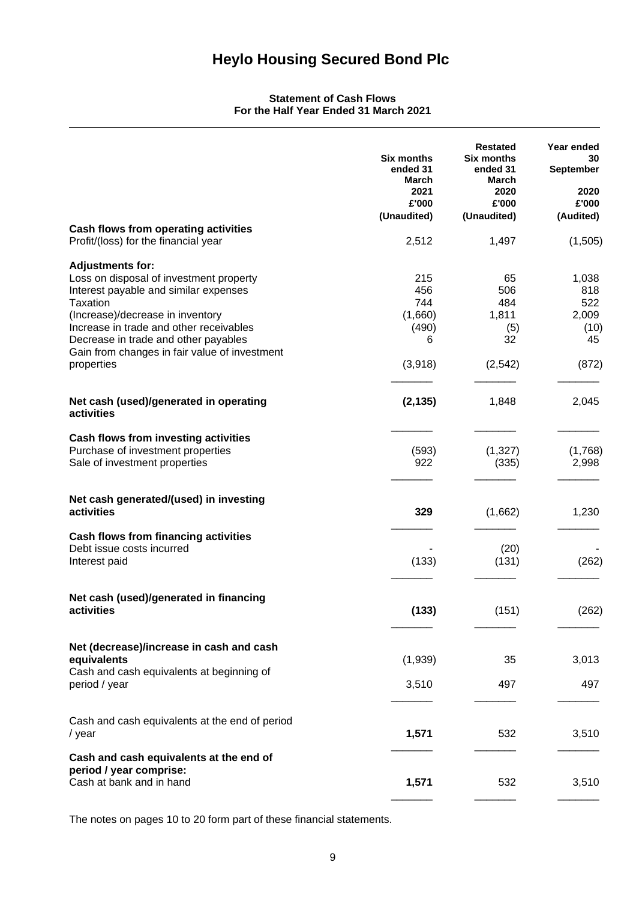# Heylo Housing Secured Bond Plc

**Statement of Cash Flows**
**For the Half Year Ended 31 March 2021**

| | Six months ended 31 March 2021 £'000 (Unaudited) | Restated Six months ended 31 March 2020 £'000 (Unaudited) | Year ended 30 September 2020 £'000 (Audited) |
|---|---|---|---|
| **Cash flows from operating activities** | | | |
| Profit/(loss) for the financial year | 2,512 | 1,497 | (1,505) |
| **Adjustments for:** | | | |
| Loss on disposal of investment property | 215 | 65 | 1,038 |
| Interest payable and similar expenses | 456 | 506 | 818 |
| Taxation | 744 | 484 | 522 |
| (Increase)/decrease in inventory | (1,660) | 1,811 | 2,009 |
| Increase in trade and other receivables | (490) | (5) | (10) |
| Decrease in trade and other payables | 6 | 32 | 45 |
| Gain from changes in fair value of investment properties | (3,918) | (2,542) | (872) |
| **Net cash (used)/generated in operating activities** | **(2,135)** | 1,848 | 2,045 |
| **Cash flows from investing activities** | | | |
| Purchase of investment properties | (593) | (1,327) | (1,768) |
| Sale of investment properties | 922 | (335) | 2,998 |
| **Net cash generated/(used) in investing activities** | **329** | (1,662) | 1,230 |
| **Cash flows from financing activities** | | | |
| Debt issue costs incurred | - | (20) | - |
| Interest paid | (133) | (131) | (262) |
| **Net cash (used)/generated in financing activities** | **(133)** | (151) | (262) |
| Net (decrease)/increase in cash and cash equivalents | (1,939) | 35 | 3,013 |
| Cash and cash equivalents at beginning of period / year | 3,510 | 497 | 497 |
| Cash and cash equivalents at the end of period / year | **1,571** | 532 | 3,510 |
| **Cash and cash equivalents at the end of period / year comprise:** | | | |
| Cash at bank and in hand | **1,571** | 532 | 3,510 |

The notes on pages 10 to 20 form part of these financial statements.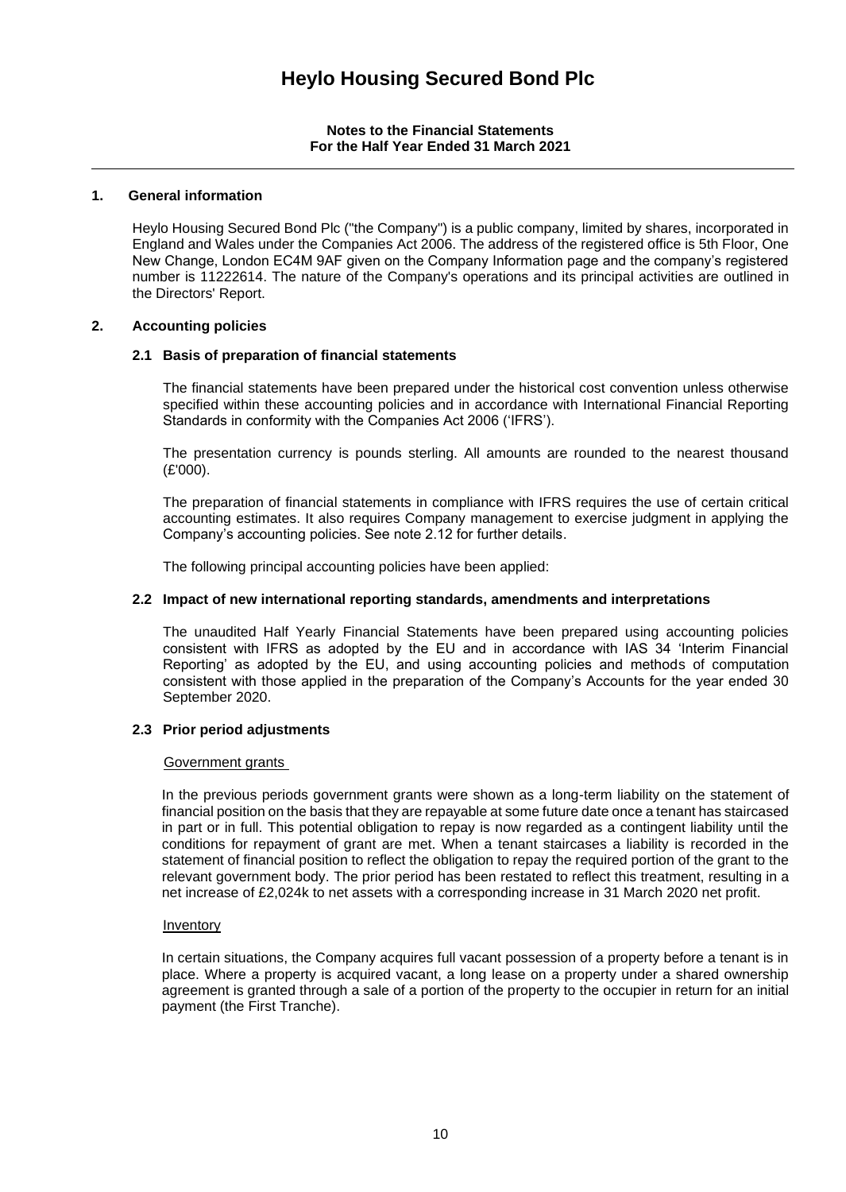# Heylo Housing Secured Bond Plc

**Notes to the Financial Statements**
**For the Half Year Ended 31 March 2021**

## 1. General information

Heylo Housing Secured Bond Plc ("the Company") is a public company, limited by shares, incorporated in England and Wales under the Companies Act 2006. The address of the registered office is 5th Floor, One New Change, London EC4M 9AF given on the Company Information page and the company's registered number is 11222614. The nature of the Company's operations and its principal activities are outlined in the Directors' Report.

## 2. Accounting policies

### 2.1 Basis of preparation of financial statements

The financial statements have been prepared under the historical cost convention unless otherwise specified within these accounting policies and in accordance with International Financial Reporting Standards in conformity with the Companies Act 2006 ('IFRS').

The presentation currency is pounds sterling. All amounts are rounded to the nearest thousand (£'000).

The preparation of financial statements in compliance with IFRS requires the use of certain critical accounting estimates. It also requires Company management to exercise judgment in applying the Company's accounting policies. See note 2.12 for further details.

The following principal accounting policies have been applied:

### 2.2 Impact of new international reporting standards, amendments and interpretations

The unaudited Half Yearly Financial Statements have been prepared using accounting policies consistent with IFRS as adopted by the EU and in accordance with IAS 34 'Interim Financial Reporting' as adopted by the EU, and using accounting policies and methods of computation consistent with those applied in the preparation of the Company's Accounts for the year ended 30 September 2020.

### 2.3 Prior period adjustments

Government grants

In the previous periods government grants were shown as a long-term liability on the statement of financial position on the basis that they are repayable at some future date once a tenant has staircased in part or in full. This potential obligation to repay is now regarded as a contingent liability until the conditions for repayment of grant are met. When a tenant staircases a liability is recorded in the statement of financial position to reflect the obligation to repay the required portion of the grant to the relevant government body. The prior period has been restated to reflect this treatment, resulting in a net increase of £2,024k to net assets with a corresponding increase in 31 March 2020 net profit.

Inventory

In certain situations, the Company acquires full vacant possession of a property before a tenant is in place. Where a property is acquired vacant, a long lease on a property under a shared ownership agreement is granted through a sale of a portion of the property to the occupier in return for an initial payment (the First Tranche).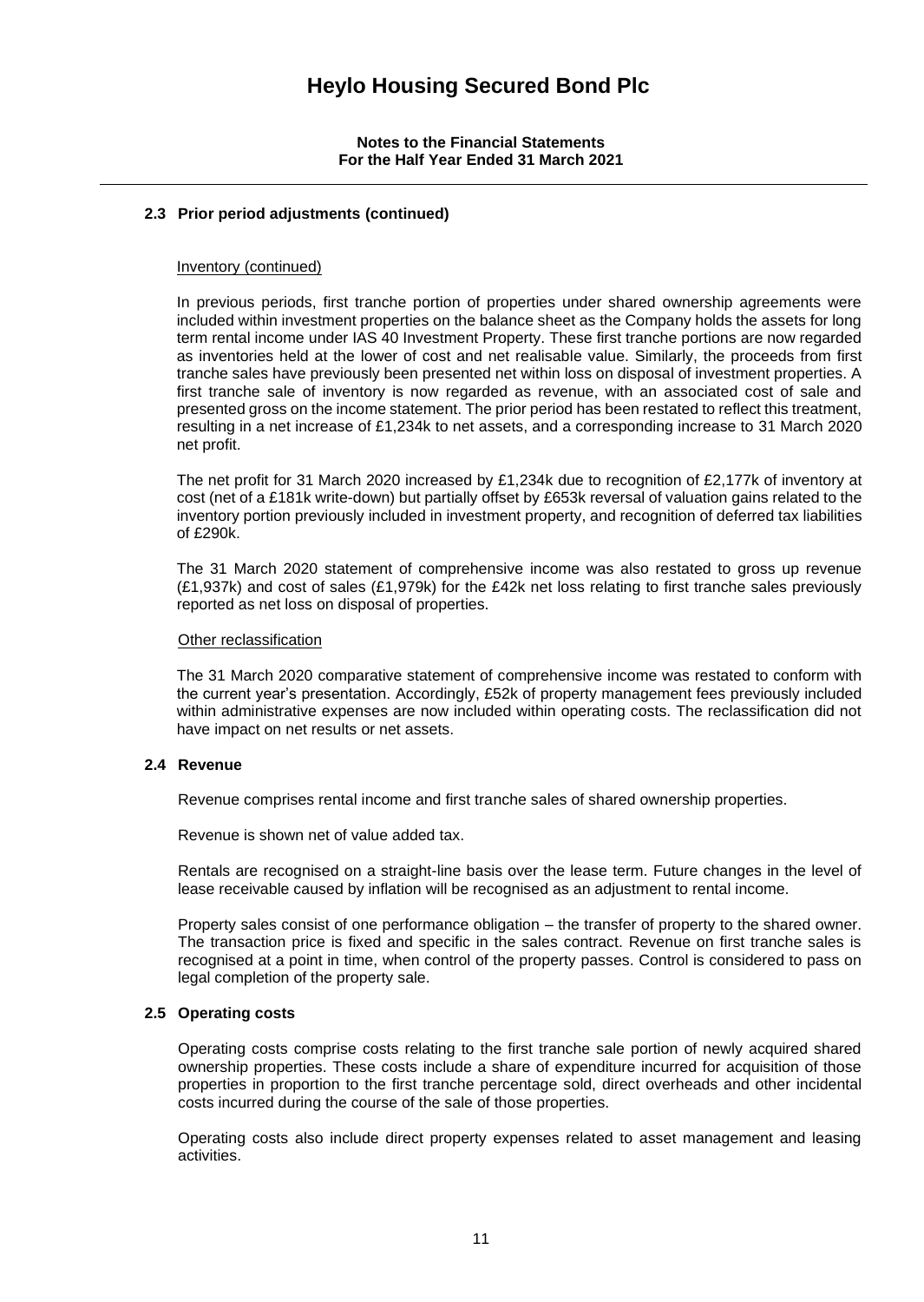### 2.3 Prior period adjustments (continued)

Inventory (continued)

In previous periods, first tranche portion of properties under shared ownership agreements were included within investment properties on the balance sheet as the Company holds the assets for long term rental income under IAS 40 Investment Property. These first tranche portions are now regarded as inventories held at the lower of cost and net realisable value. Similarly, the proceeds from first tranche sales have previously been presented net within loss on disposal of investment properties. A first tranche sale of inventory is now regarded as revenue, with an associated cost of sale and presented gross on the income statement. The prior period has been restated to reflect this treatment, resulting in a net increase of £1,234k to net assets, and a corresponding increase to 31 March 2020 net profit.

The net profit for 31 March 2020 increased by £1,234k due to recognition of £2,177k of inventory at cost (net of a £181k write-down) but partially offset by £653k reversal of valuation gains related to the inventory portion previously included in investment property, and recognition of deferred tax liabilities of £290k.

The 31 March 2020 statement of comprehensive income was also restated to gross up revenue (£1,937k) and cost of sales (£1,979k) for the £42k net loss relating to first tranche sales previously reported as net loss on disposal of properties.

Other reclassification

The 31 March 2020 comparative statement of comprehensive income was restated to conform with the current year's presentation. Accordingly, £52k of property management fees previously included within administrative expenses are now included within operating costs. The reclassification did not have impact on net results or net assets.

### 2.4 Revenue

Revenue comprises rental income and first tranche sales of shared ownership properties.

Revenue is shown net of value added tax.

Rentals are recognised on a straight-line basis over the lease term. Future changes in the level of lease receivable caused by inflation will be recognised as an adjustment to rental income.

Property sales consist of one performance obligation – the transfer of property to the shared owner. The transaction price is fixed and specific in the sales contract. Revenue on first tranche sales is recognised at a point in time, when control of the property passes. Control is considered to pass on legal completion of the property sale.

### 2.5 Operating costs

Operating costs comprise costs relating to the first tranche sale portion of newly acquired shared ownership properties. These costs include a share of expenditure incurred for acquisition of those properties in proportion to the first tranche percentage sold, direct overheads and other incidental costs incurred during the course of the sale of those properties.

Operating costs also include direct property expenses related to asset management and leasing activities.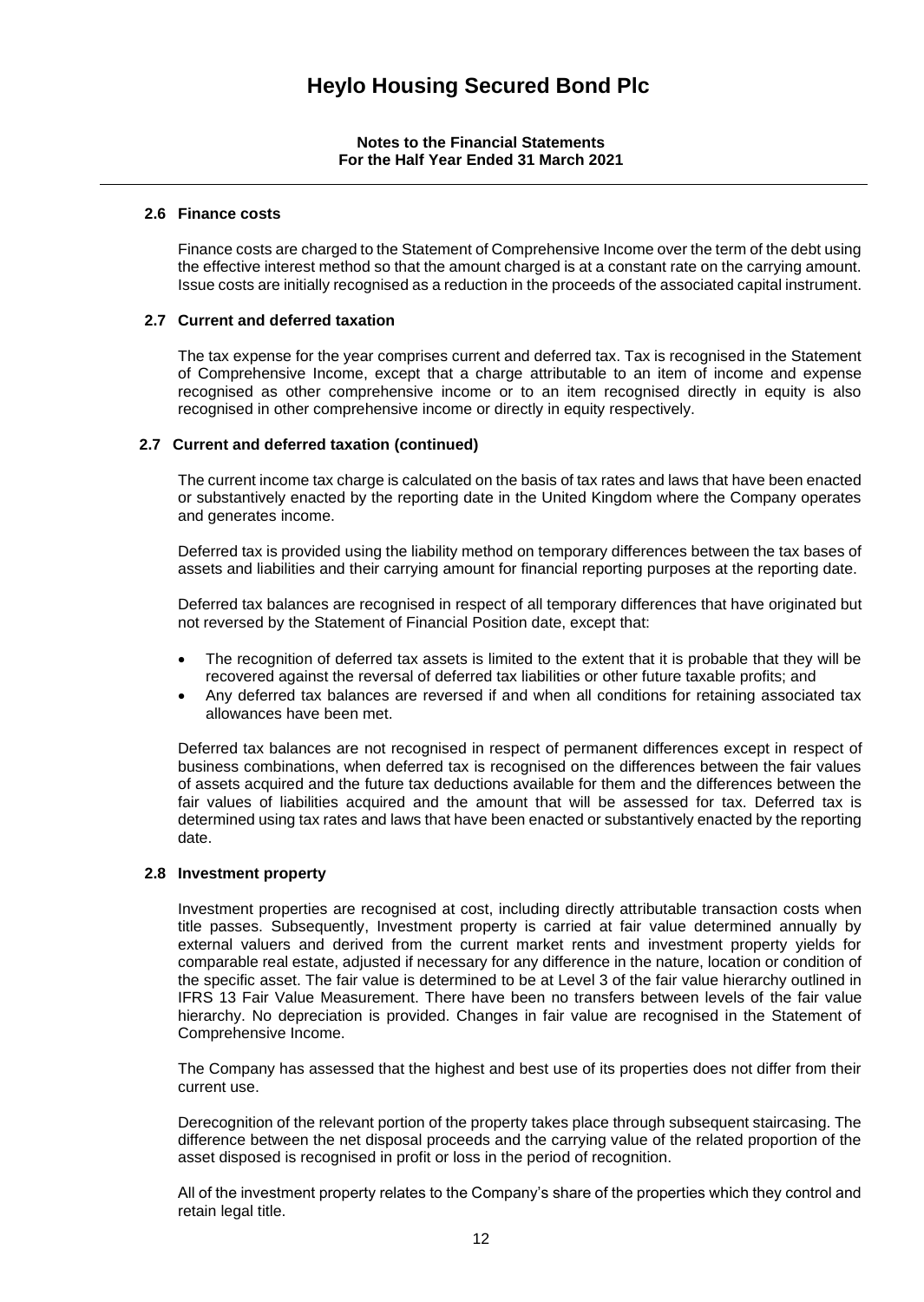### 2.6 Finance costs

Finance costs are charged to the Statement of Comprehensive Income over the term of the debt using the effective interest method so that the amount charged is at a constant rate on the carrying amount. Issue costs are initially recognised as a reduction in the proceeds of the associated capital instrument.

### 2.7 Current and deferred taxation

The tax expense for the year comprises current and deferred tax. Tax is recognised in the Statement of Comprehensive Income, except that a charge attributable to an item of income and expense recognised as other comprehensive income or to an item recognised directly in equity is also recognised in other comprehensive income or directly in equity respectively.

### 2.7 Current and deferred taxation (continued)

The current income tax charge is calculated on the basis of tax rates and laws that have been enacted or substantively enacted by the reporting date in the United Kingdom where the Company operates and generates income.

Deferred tax is provided using the liability method on temporary differences between the tax bases of assets and liabilities and their carrying amount for financial reporting purposes at the reporting date.

Deferred tax balances are recognised in respect of all temporary differences that have originated but not reversed by the Statement of Financial Position date, except that:

- The recognition of deferred tax assets is limited to the extent that it is probable that they will be recovered against the reversal of deferred tax liabilities or other future taxable profits; and
- Any deferred tax balances are reversed if and when all conditions for retaining associated tax allowances have been met.

Deferred tax balances are not recognised in respect of permanent differences except in respect of business combinations, when deferred tax is recognised on the differences between the fair values of assets acquired and the future tax deductions available for them and the differences between the fair values of liabilities acquired and the amount that will be assessed for tax. Deferred tax is determined using tax rates and laws that have been enacted or substantively enacted by the reporting date.

### 2.8 Investment property

Investment properties are recognised at cost, including directly attributable transaction costs when title passes. Subsequently, Investment property is carried at fair value determined annually by external valuers and derived from the current market rents and investment property yields for comparable real estate, adjusted if necessary for any difference in the nature, location or condition of the specific asset. The fair value is determined to be at Level 3 of the fair value hierarchy outlined in IFRS 13 Fair Value Measurement. There have been no transfers between levels of the fair value hierarchy. No depreciation is provided. Changes in fair value are recognised in the Statement of Comprehensive Income.

The Company has assessed that the highest and best use of its properties does not differ from their current use.

Derecognition of the relevant portion of the property takes place through subsequent staircasing. The difference between the net disposal proceeds and the carrying value of the related proportion of the asset disposed is recognised in profit or loss in the period of recognition.

All of the investment property relates to the Company's share of the properties which they control and retain legal title.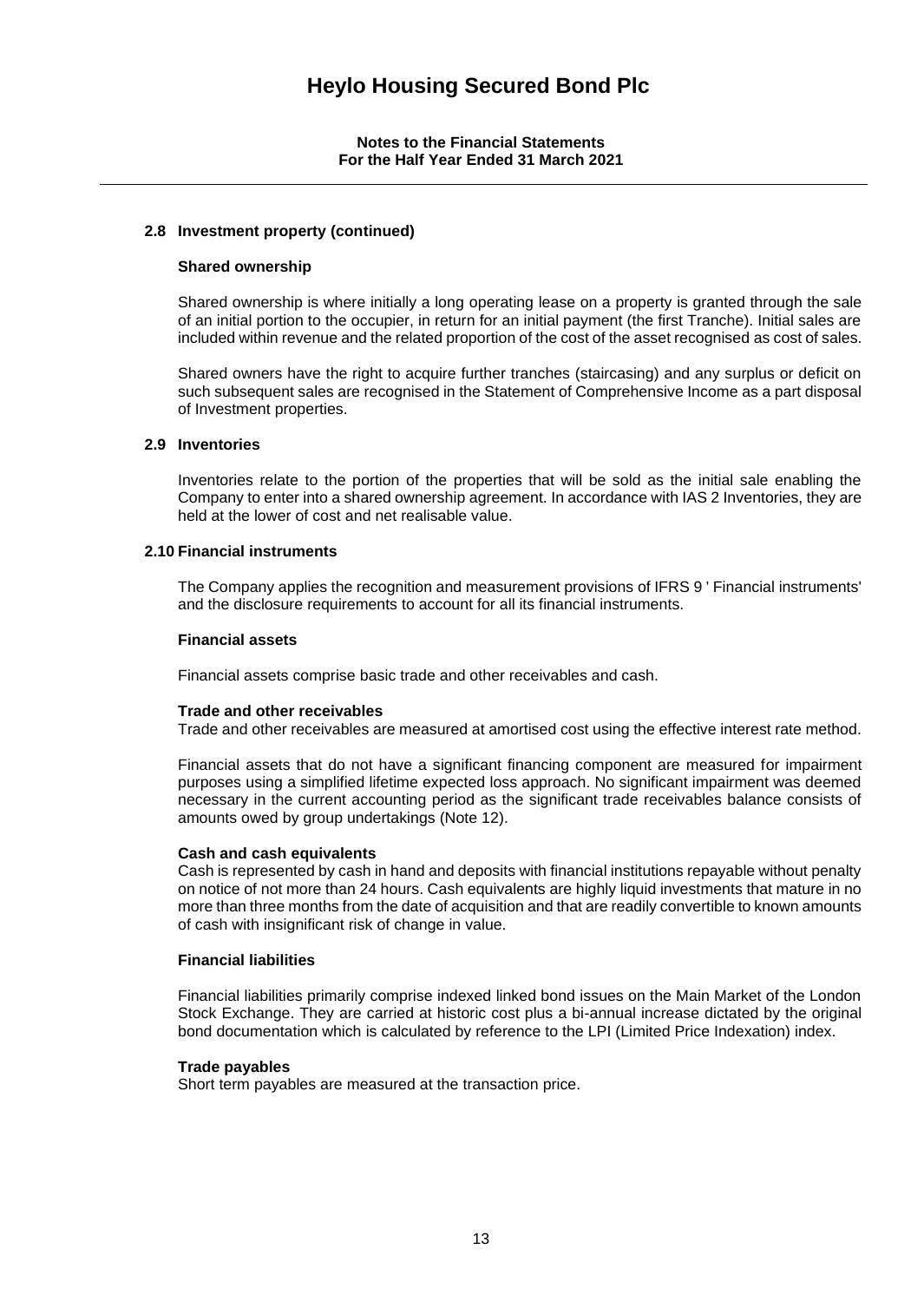### 2.8 Investment property (continued)

**Shared ownership**

Shared ownership is where initially a long operating lease on a property is granted through the sale of an initial portion to the occupier, in return for an initial payment (the first Tranche). Initial sales are included within revenue and the related proportion of the cost of the asset recognised as cost of sales.

Shared owners have the right to acquire further tranches (staircasing) and any surplus or deficit on such subsequent sales are recognised in the Statement of Comprehensive Income as a part disposal of Investment properties.

### 2.9 Inventories

Inventories relate to the portion of the properties that will be sold as the initial sale enabling the Company to enter into a shared ownership agreement. In accordance with IAS 2 Inventories, they are held at the lower of cost and net realisable value.

### 2.10 Financial instruments

The Company applies the recognition and measurement provisions of IFRS 9 ' Financial instruments' and the disclosure requirements to account for all its financial instruments.

**Financial assets**

Financial assets comprise basic trade and other receivables and cash.

**Trade and other receivables**

Trade and other receivables are measured at amortised cost using the effective interest rate method.

Financial assets that do not have a significant financing component are measured for impairment purposes using a simplified lifetime expected loss approach. No significant impairment was deemed necessary in the current accounting period as the significant trade receivables balance consists of amounts owed by group undertakings (Note 12).

**Cash and cash equivalents**

Cash is represented by cash in hand and deposits with financial institutions repayable without penalty on notice of not more than 24 hours. Cash equivalents are highly liquid investments that mature in no more than three months from the date of acquisition and that are readily convertible to known amounts of cash with insignificant risk of change in value.

**Financial liabilities**

Financial liabilities primarily comprise indexed linked bond issues on the Main Market of the London Stock Exchange. They are carried at historic cost plus a bi-annual increase dictated by the original bond documentation which is calculated by reference to the LPI (Limited Price Indexation) index.

**Trade payables**

Short term payables are measured at the transaction price.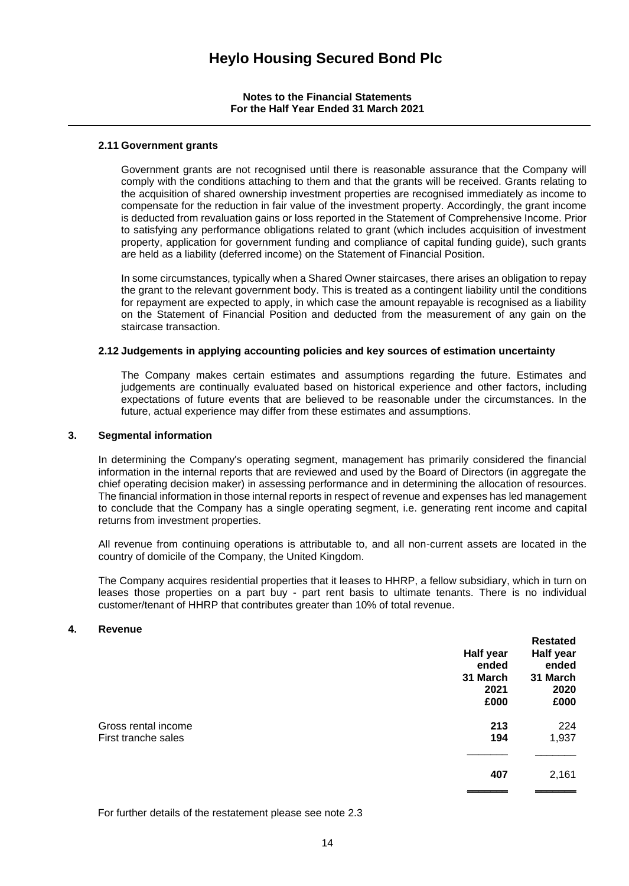### 2.11 Government grants

Government grants are not recognised until there is reasonable assurance that the Company will comply with the conditions attaching to them and that the grants will be received. Grants relating to the acquisition of shared ownership investment properties are recognised immediately as income to compensate for the reduction in fair value of the investment property. Accordingly, the grant income is deducted from revaluation gains or loss reported in the Statement of Comprehensive Income. Prior to satisfying any performance obligations related to grant (which includes acquisition of investment property, application for government funding and compliance of capital funding guide), such grants are held as a liability (deferred income) on the Statement of Financial Position.

In some circumstances, typically when a Shared Owner staircases, there arises an obligation to repay the grant to the relevant government body. This is treated as a contingent liability until the conditions for repayment are expected to apply, in which case the amount repayable is recognised as a liability on the Statement of Financial Position and deducted from the measurement of any gain on the staircase transaction.

### 2.12 Judgements in applying accounting policies and key sources of estimation uncertainty

The Company makes certain estimates and assumptions regarding the future. Estimates and judgements are continually evaluated based on historical experience and other factors, including expectations of future events that are believed to be reasonable under the circumstances. In the future, actual experience may differ from these estimates and assumptions.

## 3. Segmental information

In determining the Company's operating segment, management has primarily considered the financial information in the internal reports that are reviewed and used by the Board of Directors (in aggregate the chief operating decision maker) in assessing performance and in determining the allocation of resources. The financial information in those internal reports in respect of revenue and expenses has led management to conclude that the Company has a single operating segment, i.e. generating rent income and capital returns from investment properties.

All revenue from continuing operations is attributable to, and all non-current assets are located in the country of domicile of the Company, the United Kingdom.

The Company acquires residential properties that it leases to HHRP, a fellow subsidiary, which in turn on leases those properties on a part buy - part rent basis to ultimate tenants. There is no individual customer/tenant of HHRP that contributes greater than 10% of total revenue.

## 4. Revenue

| | **Half year ended 31 March 2021 £000** | **Restated Half year ended 31 March 2020 £000** |
|---|---|---|
| Gross rental income | **213** | 224 |
| First tranche sales | **194** | 1,937 |
| | **407** | 2,161 |

For further details of the restatement please see note 2.3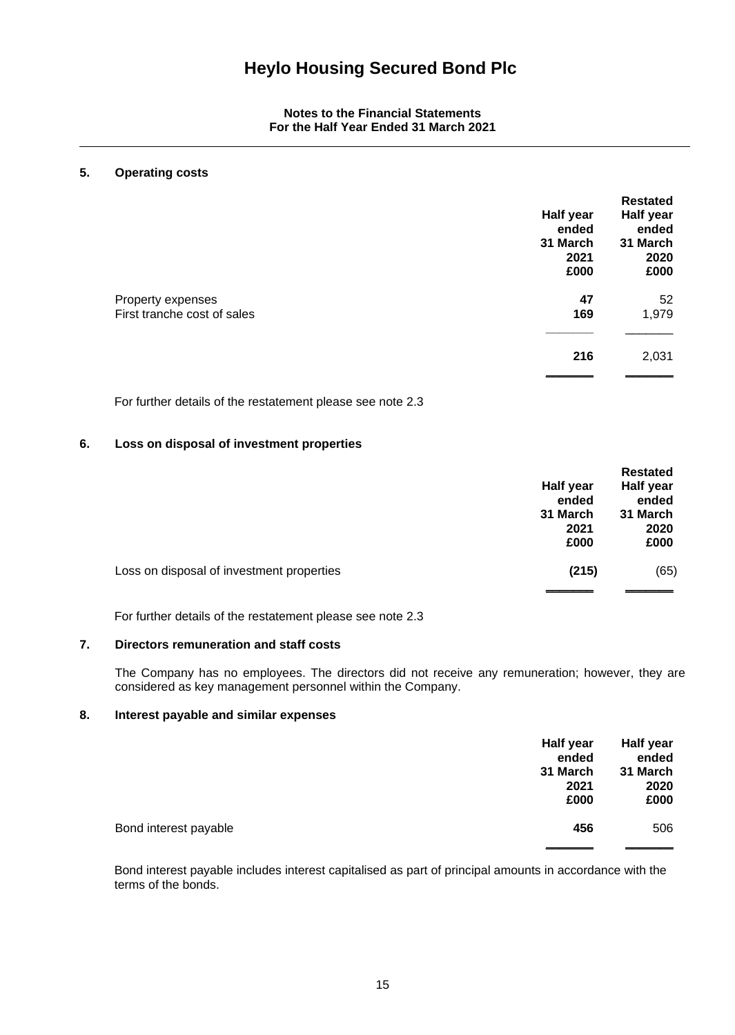# Heylo Housing Secured Bond Plc

**Notes to the Financial Statements**
**For the Half Year Ended 31 March 2021**

## 5. Operating costs

| | Half year ended 31 March 2021 £000 | Restated Half year ended 31 March 2020 £000 |
|---|---|---|
| Property expenses | **47** | 52 |
| First tranche cost of sales | **169** | 1,979 |
| | **216** | 2,031 |

For further details of the restatement please see note 2.3

## 6. Loss on disposal of investment properties

| | Half year ended 31 March 2021 £000 | Restated Half year ended 31 March 2020 £000 |
|---|---|---|
| Loss on disposal of investment properties | **(215)** | (65) |

For further details of the restatement please see note 2.3

## 7. Directors remuneration and staff costs

The Company has no employees. The directors did not receive any remuneration; however, they are considered as key management personnel within the Company.

## 8. Interest payable and similar expenses

| | Half year ended 31 March 2021 £000 | Half year ended 31 March 2020 £000 |
|---|---|---|
| Bond interest payable | **456** | 506 |

Bond interest payable includes interest capitalised as part of principal amounts in accordance with the terms of the bonds.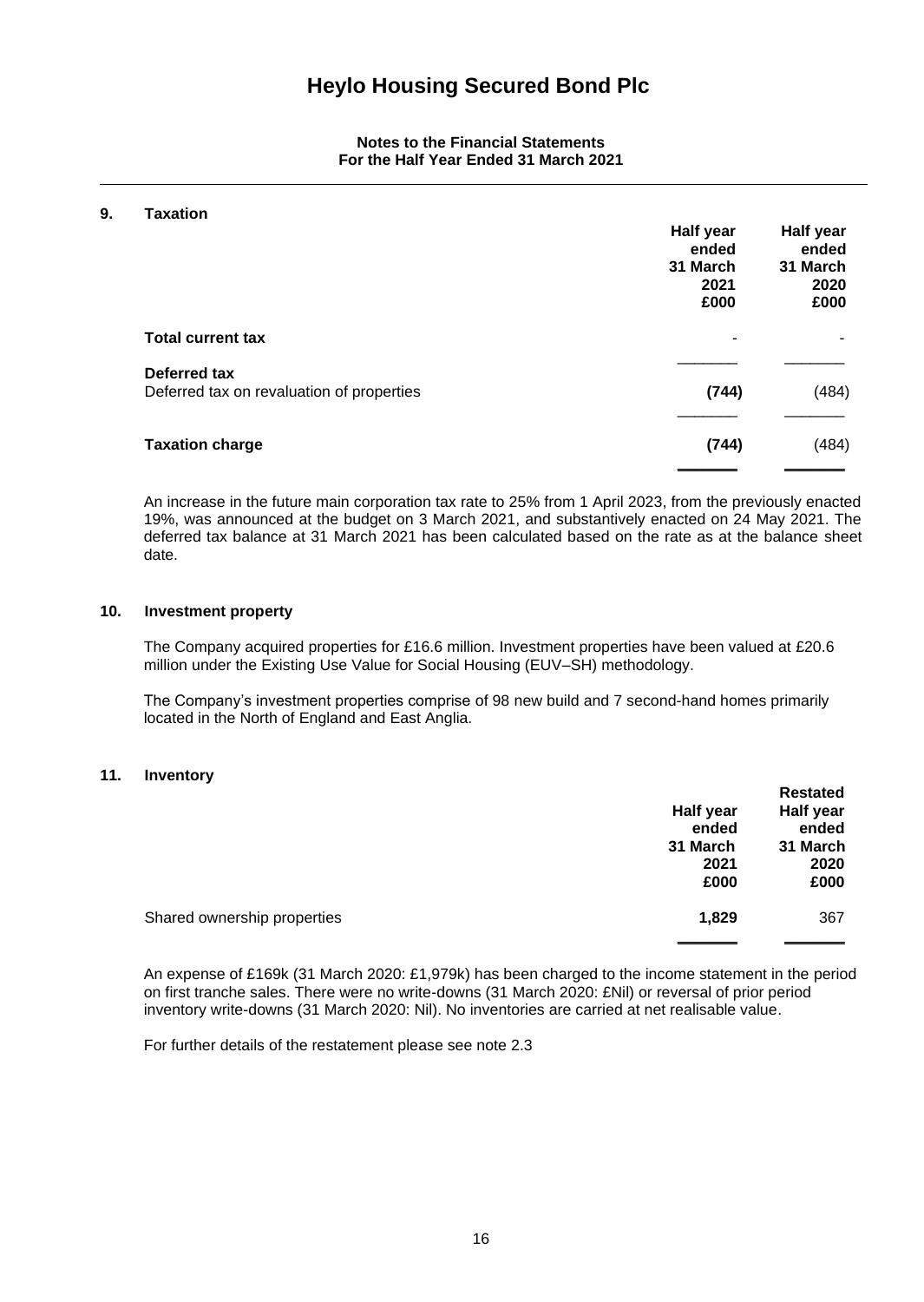# Heylo Housing Secured Bond Plc

**Notes to the Financial Statements**
**For the Half Year Ended 31 March 2021**

## 9. Taxation

| | **Half year ended 31 March 2021 £000** | **Half year ended 31 March 2020 £000** |
|---|---|---|
| **Total current tax** | - | - |
| **Deferred tax** | | |
| Deferred tax on revaluation of properties | **(744)** | (484) |
| **Taxation charge** | **(744)** | (484) |

An increase in the future main corporation tax rate to 25% from 1 April 2023, from the previously enacted 19%, was announced at the budget on 3 March 2021, and substantively enacted on 24 May 2021. The deferred tax balance at 31 March 2021 has been calculated based on the rate as at the balance sheet date.

## 10. Investment property

The Company acquired properties for £16.6 million. Investment properties have been valued at £20.6 million under the Existing Use Value for Social Housing (EUV–SH) methodology.

The Company's investment properties comprise of 98 new build and 7 second-hand homes primarily located in the North of England and East Anglia.

## 11. Inventory

| | **Half year ended 31 March 2021 £000** | **Restated Half year ended 31 March 2020 £000** |
|---|---|---|
| Shared ownership properties | **1,829** | 367 |

An expense of £169k (31 March 2020: £1,979k) has been charged to the income statement in the period on first tranche sales. There were no write-downs (31 March 2020: £Nil) or reversal of prior period inventory write-downs (31 March 2020: Nil). No inventories are carried at net realisable value.

For further details of the restatement please see note 2.3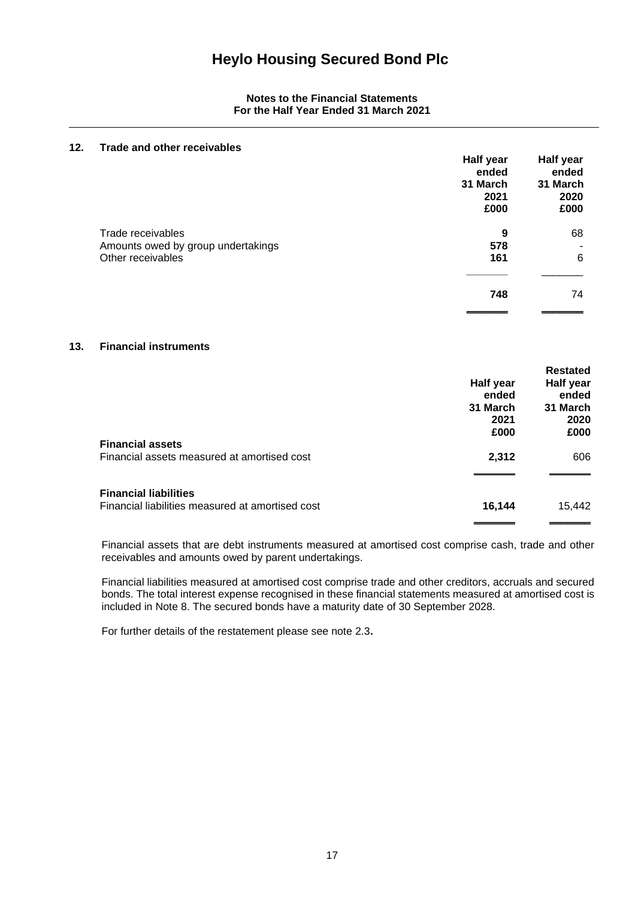# Heylo Housing Secured Bond Plc

**Notes to the Financial Statements**
**For the Half Year Ended 31 March 2021**

## 12. Trade and other receivables

| | Half year ended 31 March 2021 £000 | Half year ended 31 March 2020 £000 |
|---|---|---|
| Trade receivables | **9** | 68 |
| Amounts owed by group undertakings | **578** | - |
| Other receivables | **161** | 6 |
| | **748** | 74 |

## 13. Financial instruments

| | Half year ended 31 March 2021 £000 | Restated Half year ended 31 March 2020 £000 |
|---|---|---|
| **Financial assets** | | |
| Financial assets measured at amortised cost | **2,312** | 606 |
| **Financial liabilities** | | |
| Financial liabilities measured at amortised cost | **16,144** | 15,442 |

Financial assets that are debt instruments measured at amortised cost comprise cash, trade and other receivables and amounts owed by parent undertakings.

Financial liabilities measured at amortised cost comprise trade and other creditors, accruals and secured bonds. The total interest expense recognised in these financial statements measured at amortised cost is included in Note 8. The secured bonds have a maturity date of 30 September 2028.

For further details of the restatement please see note 2.3**.**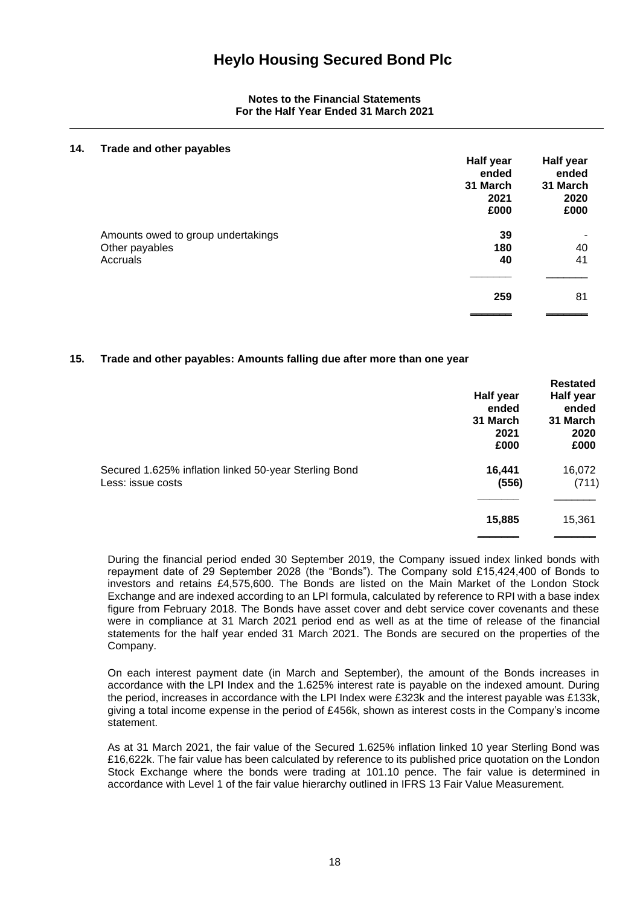## Notes to the Financial Statements
## For the Half Year Ended 31 March 2021

### 14. Trade and other payables

| | Half year ended 31 March 2021 £000 | Half year ended 31 March 2020 £000 |
|---|---|---|
| Amounts owed to group undertakings | **39** | - |
| Other payables | **180** | 40 |
| Accruals | **40** | 41 |
| | **259** | 81 |

### 15. Trade and other payables: Amounts falling due after more than one year

| | Half year ended 31 March 2021 £000 | Restated Half year ended 31 March 2020 £000 |
|---|---|---|
| Secured 1.625% inflation linked 50-year Sterling Bond | **16,441** | 16,072 |
| Less: issue costs | **(556)** | (711) |
| | **15,885** | 15,361 |

During the financial period ended 30 September 2019, the Company issued index linked bonds with repayment date of 29 September 2028 (the "Bonds"). The Company sold £15,424,400 of Bonds to investors and retains £4,575,600. The Bonds are listed on the Main Market of the London Stock Exchange and are indexed according to an LPI formula, calculated by reference to RPI with a base index figure from February 2018. The Bonds have asset cover and debt service cover covenants and these were in compliance at 31 March 2021 period end as well as at the time of release of the financial statements for the half year ended 31 March 2021. The Bonds are secured on the properties of the Company.

On each interest payment date (in March and September), the amount of the Bonds increases in accordance with the LPI Index and the 1.625% interest rate is payable on the indexed amount. During the period, increases in accordance with the LPI Index were £323k and the interest payable was £133k, giving a total income expense in the period of £456k, shown as interest costs in the Company's income statement.

As at 31 March 2021, the fair value of the Secured 1.625% inflation linked 10 year Sterling Bond was £16,622k. The fair value has been calculated by reference to its published price quotation on the London Stock Exchange where the bonds were trading at 101.10 pence. The fair value is determined in accordance with Level 1 of the fair value hierarchy outlined in IFRS 13 Fair Value Measurement.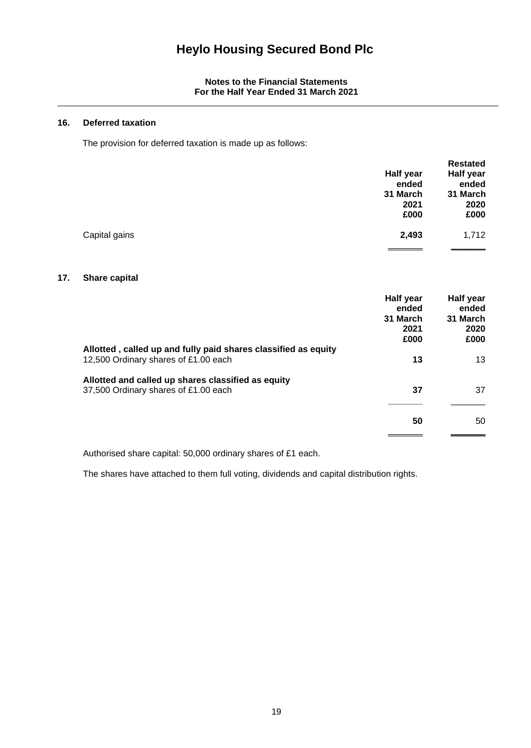# Heylo Housing Secured Bond Plc

**Notes to the Financial Statements**
**For the Half Year Ended 31 March 2021**

## 16. Deferred taxation

The provision for deferred taxation is made up as follows:

| | Half year ended 31 March 2021 £000 | Restated Half year ended 31 March 2020 £000 |
|---|---|---|
| Capital gains | **2,493** | 1,712 |

## 17. Share capital

| | Half year ended 31 March 2021 £000 | Half year ended 31 March 2020 £000 |
|---|---|---|
| **Allotted , called up and fully paid shares classified as equity** | | |
| 12,500 Ordinary shares of £1.00 each | **13** | 13 |
| **Allotted and called up shares classified as equity** | | |
| 37,500 Ordinary shares of £1.00 each | **37** | 37 |
| | **50** | 50 |

Authorised share capital: 50,000 ordinary shares of £1 each.

The shares have attached to them full voting, dividends and capital distribution rights.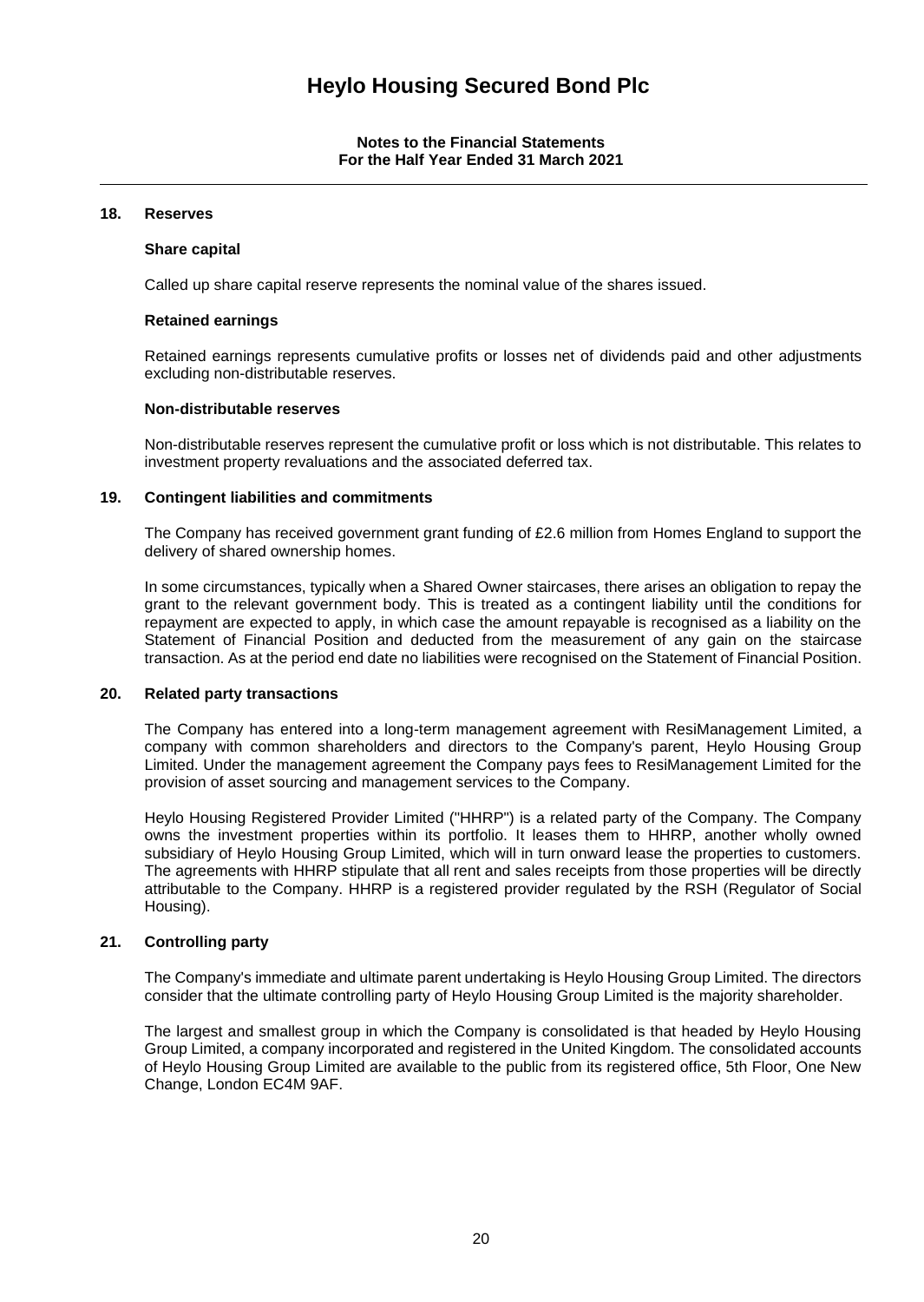# Heylo Housing Secured Bond Plc

**Notes to the Financial Statements**
**For the Half Year Ended 31 March 2021**

## 18. Reserves

### Share capital

Called up share capital reserve represents the nominal value of the shares issued.

### Retained earnings

Retained earnings represents cumulative profits or losses net of dividends paid and other adjustments excluding non-distributable reserves.

### Non-distributable reserves

Non-distributable reserves represent the cumulative profit or loss which is not distributable. This relates to investment property revaluations and the associated deferred tax.

## 19. Contingent liabilities and commitments

The Company has received government grant funding of £2.6 million from Homes England to support the delivery of shared ownership homes.

In some circumstances, typically when a Shared Owner staircases, there arises an obligation to repay the grant to the relevant government body. This is treated as a contingent liability until the conditions for repayment are expected to apply, in which case the amount repayable is recognised as a liability on the Statement of Financial Position and deducted from the measurement of any gain on the staircase transaction. As at the period end date no liabilities were recognised on the Statement of Financial Position.

## 20. Related party transactions

The Company has entered into a long-term management agreement with ResiManagement Limited, a company with common shareholders and directors to the Company's parent, Heylo Housing Group Limited. Under the management agreement the Company pays fees to ResiManagement Limited for the provision of asset sourcing and management services to the Company.

Heylo Housing Registered Provider Limited ("HHRP") is a related party of the Company. The Company owns the investment properties within its portfolio. It leases them to HHRP, another wholly owned subsidiary of Heylo Housing Group Limited, which will in turn onward lease the properties to customers. The agreements with HHRP stipulate that all rent and sales receipts from those properties will be directly attributable to the Company. HHRP is a registered provider regulated by the RSH (Regulator of Social Housing).

## 21. Controlling party

The Company's immediate and ultimate parent undertaking is Heylo Housing Group Limited. The directors consider that the ultimate controlling party of Heylo Housing Group Limited is the majority shareholder.

The largest and smallest group in which the Company is consolidated is that headed by Heylo Housing Group Limited, a company incorporated and registered in the United Kingdom. The consolidated accounts of Heylo Housing Group Limited are available to the public from its registered office, 5th Floor, One New Change, London EC4M 9AF.